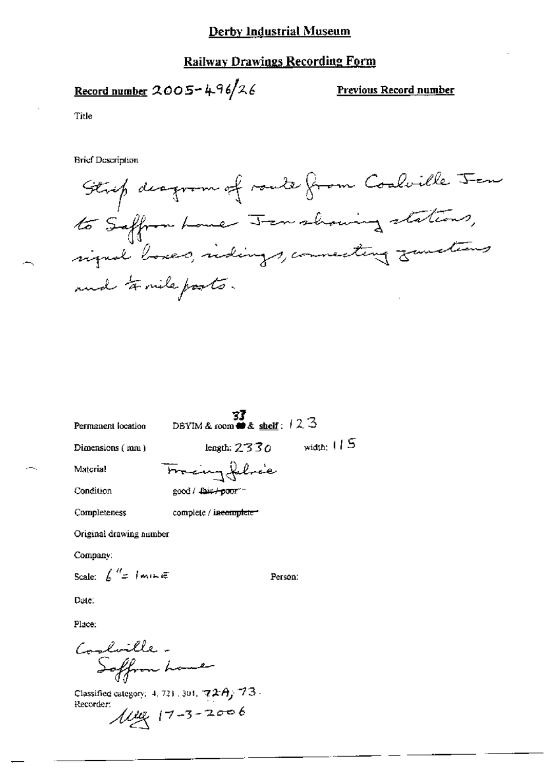# Derby Industrial Museum

## Railway Drawings Recording Form

**Record number** 2005-496/26

**Previous Record number**

Title

Brief Description

Strip diagram of route from Coalville Jcn to Saffron Lane Jcn showing stations, signal boxes, sidings, connecting junctions and ¼ mile posts.

Permanent location DBYIM & room 37 & shelf: 123

Dimensions (mm) length: 2330 width: 115

Material Tracing fabric

Condition good / ~~fair / poor~~

Completeness complete / ~~incomplete~~

Original drawing number

Company:

Scale: 6" = 1 MILE

Person:

Date:

Place:

Coalville - Saffron Lane

Classified category: 4.721.301. 72A, 73.

Recorder: 17-3-2006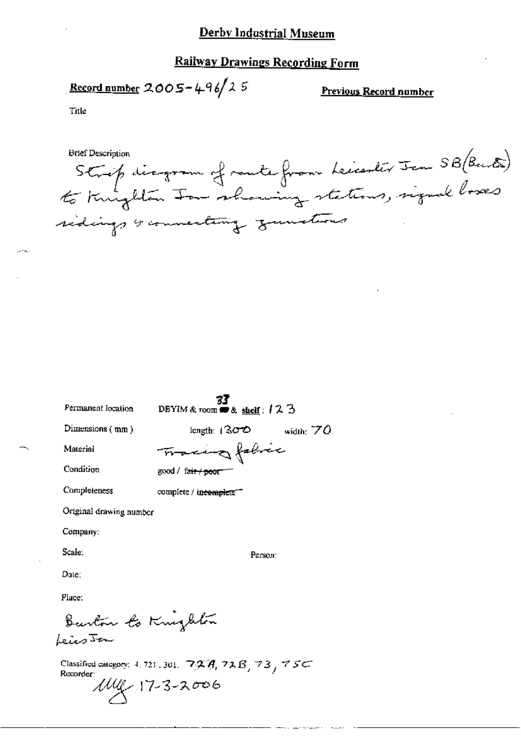# Derby Industrial Museum

## Railway Drawings Recording Form

**Record number** 2005-496/25

**Previous Record number**

Title

Brief Description

Strip diagram of route from Leicester Jcn SB (Burton) to Knighton Jcn showing stations, signal boxes sidings & connecting junctions

Permanent location: DBYIM & room 33 & shelf: 123

Dimensions (mm): length: 1300 width: 70

Material: Tracing fabric

Condition: good / ~~fair / poor~~

Completeness: complete / ~~incomplete~~

Original drawing number

Company:

Scale:

Person:

Date:

Place:

Burton to Knighton Leics Jcn

Classified category: 4.721.301. 72A, 72B, 73, 75C

Recorder:

MW 17-3-2006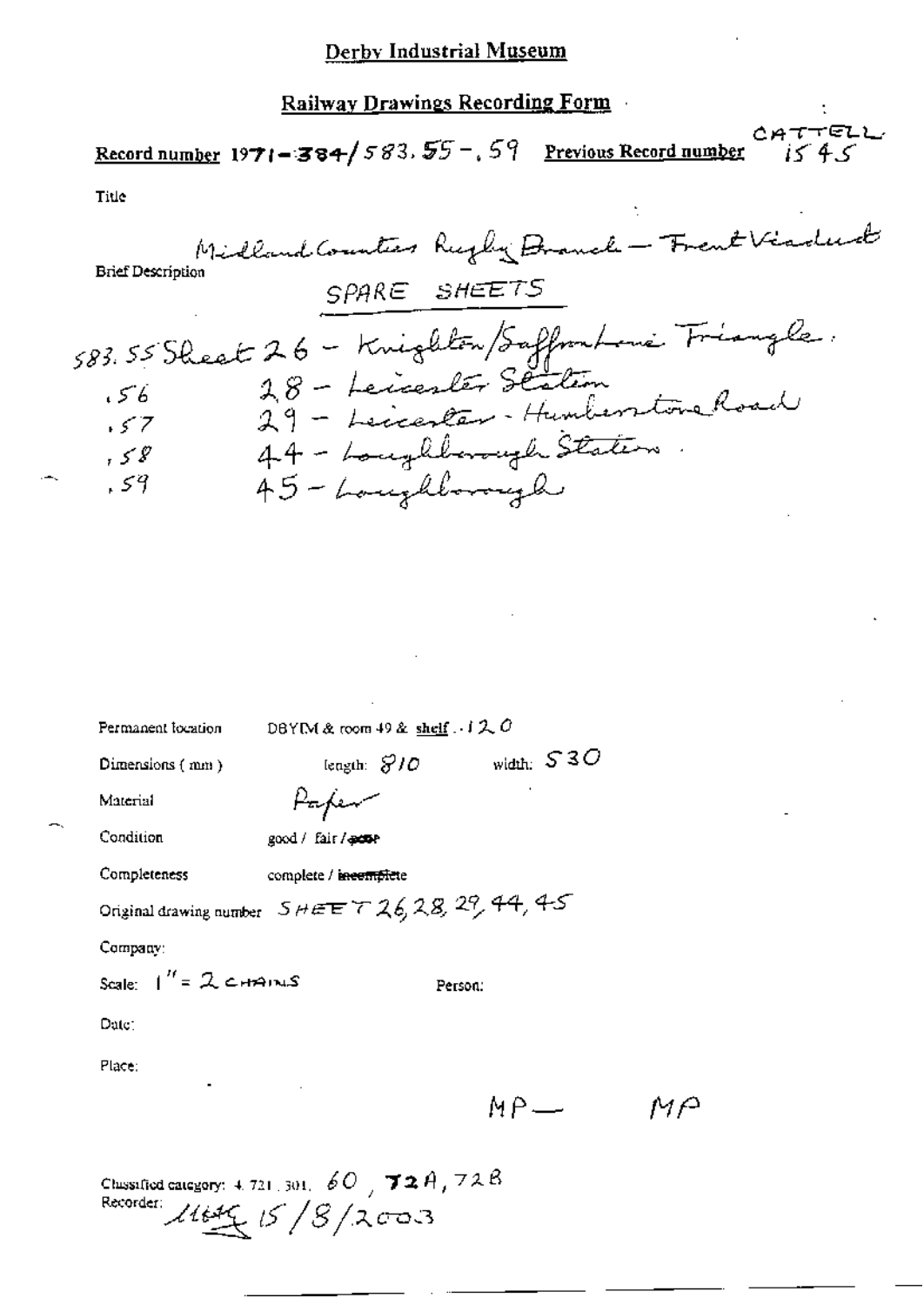# Derby Industrial Museum

## Railway Drawings Recording Form

**Record number** 1971-384/583.55-.59 **Previous Record number** CATTELL 1545

Title

Midland Counties Rugby Branch – Trent Viaduct

Brief Description

SPARE SHEETS

583.55 Sheet 26 – Knighton/Saffron Lane Triangle.
.56 28 – Leicester Station
.57 29 – Leicester - Humberstone Road
.58 44 – Loughborough Station.
.59 45 – Loughborough

Permanent location DBYIM & room 49 & shelf . 120

Dimensions ( mm ) length: 810 width: 530

Material Paper

Condition good / fair / ~~poor~~

Completeness complete / ~~incomplete~~

Original drawing number SHEET 26, 28, 29, 44, 45

Company:

Scale: 1" = 2 CHAINS Person:

Date:

Place:

MP— MP

Classified category: 4.721.301. 60, 72A, 72B
Recorder: [signature] 15/8/2003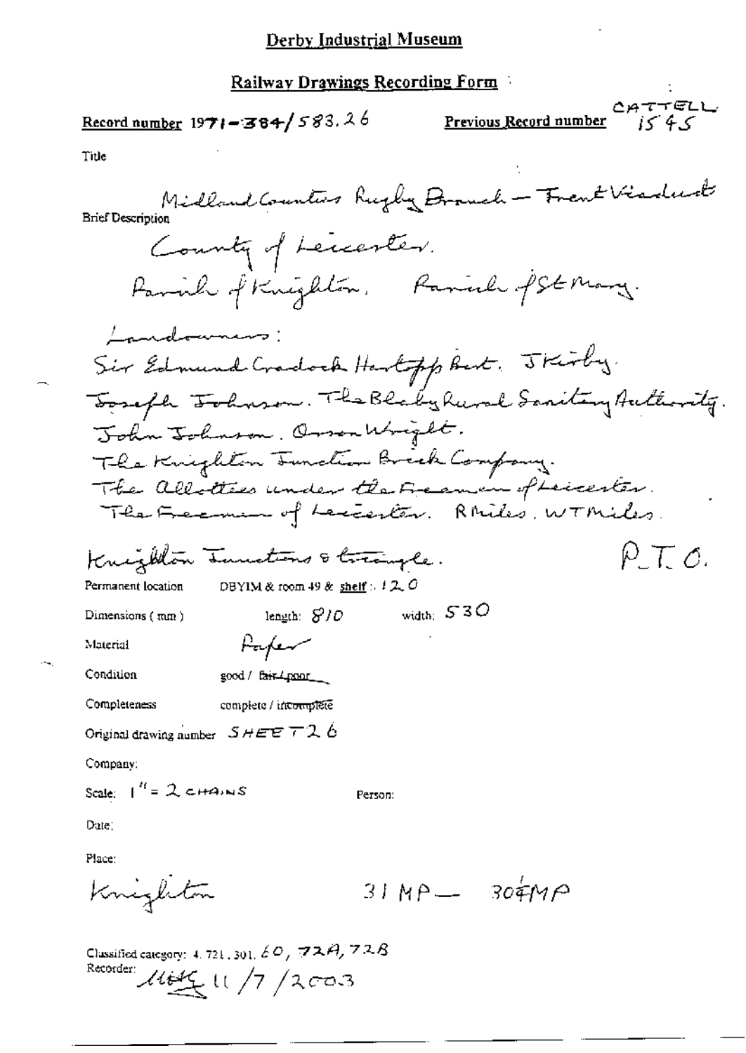# Derby Industrial Museum

## Railway Drawings Recording Form

**Record number** 1971-384/583.26 **Previous Record number** CATTELL 1545

Title

**Brief Description**

Midland Counties Rugby Branch — Trent Viaduct

County of Leicester.

Parish of Knighton. Parish of St Mary.

Landowners:

Sir Edmund Cradock Hartopp Bart. J Kirby.

Joseph Johnson. The Blaby Rural Sanitary Authority.

John Johnson. Orson Wright.

The Knighton Junction Brick Company.

The allottees under the Freemen of Leicester.

The Freemen of Leicester. R Miles. W T Miles.

Knighton Junctions & triangle. P.T.O.

Permanent location DBYIM & room 49 & shelf: 120

Dimensions (mm) length: 810 width: 530

Material Paper

Condition good / ~~fair / poor~~

Completeness complete / ~~incomplete~~

Original drawing number SHEET 26

Company:

Scale: 1" = 2 CHAINS Person:

Date:

Place:

Knighton 31 MP — 30¾ MP

Classified category: 4.721.301. 60, 72A, 72B

Recorder: [initials] 11/7/2003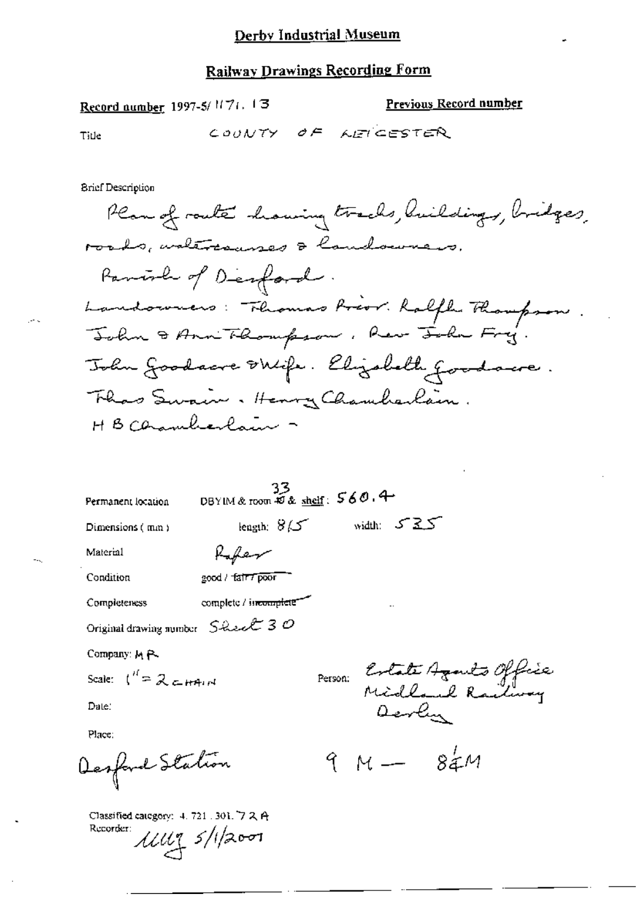## Derby Industrial Museum

## Railway Drawings Recording Form

Record number 1997-5/ 1171. 13

Previous Record number

Title COUNTY OF LEICESTER

Brief Description

Plan of route having tracks, buildings, bridges, roads, watercourses & landowners.

Parish of Desford.

Landowners: Thomas Prior. Ralph Thompson. John & Ann Thompson. Rev John Fry. John Goodacre & Wife. Elizabeth Goodacre. Thos Swain. Henry Chamberlain. H B Chamberlain -

Permanent location DBYIM & room 33 & shelf: 560.4

Dimensions (mm) length: 815 width: 525

Material Paper

Condition good / ~~fair / poor~~

Completeness complete / ~~incomplete~~

Original drawing number Sheet 30

Company: M R

Scale: 1" = 2 CHAIN

Person: Estate Agents Office Midland Railway Derby

Date:

Place:

Desford Station

9 M — 8¼ M

Classified category: 4. 721. 301. 7 2 A

Recorder: MMJ 5/1/2001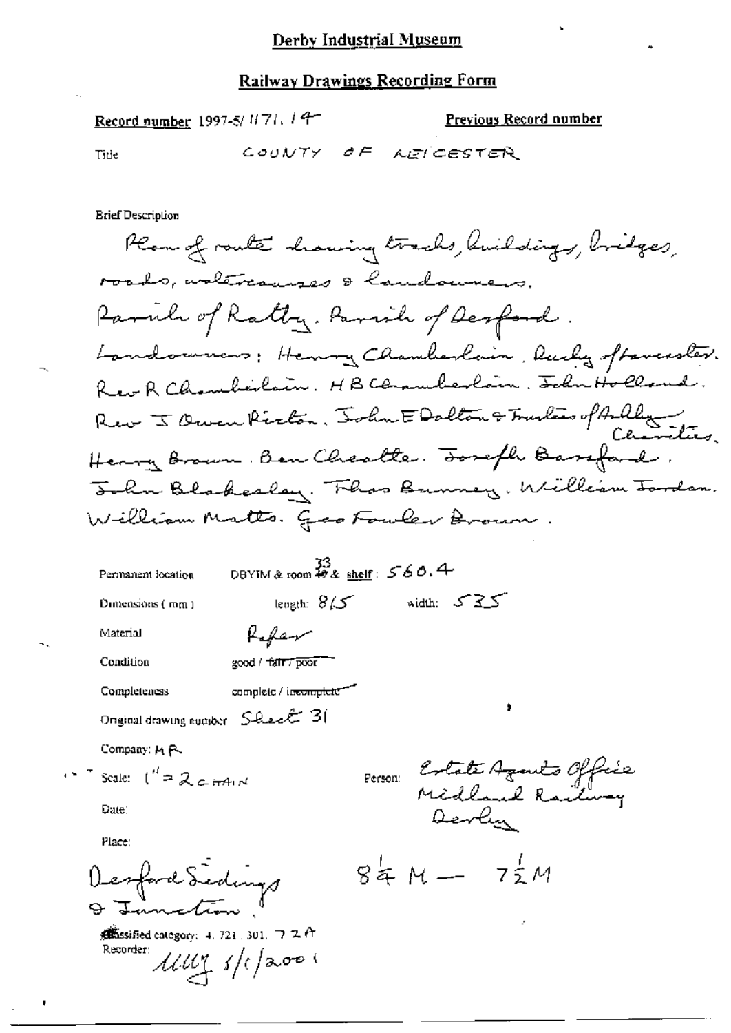# Derby Industrial Museum

## Railway Drawings Recording Form

**Record number** 1997-5/ 1171. 14

**Previous Record number**

Title COUNTY OF LEICESTER

Brief Description

Plan of route showing tracks, buildings, bridges, roads, watercourses & landowners.
Parish of Ratby. Parish of Desford.
Landowners: Henry Chamberlain. Duchy of Lancaster. Rev R Chamberlain. H B Chamberlain. John Holland. Rev J Owen Rixton. John E Dalton & Trustees of Ashby Charities. Henry Brown. Ben Cheatle. Joseph Bassford. John Blakesley. Thos Bunney. William Jordan. William Matts. Geo Fowler Brown.

Permanent location DBYIM & room 33 & shelf: 560.4

Dimensions (mm) length: 815 width: 535

Material Paper

Condition good / ~~fair / poor~~

Completeness complete / ~~incomplete~~

Original drawing number Sheet 31

Company: MR

Scale: 1" = 2 CHAIN

Person: Estate Agents Office Midland Railway Derby

Date:

Place:

Desford Sidings & Junction.

$8\frac{1}{4}$ M — $7\frac{1}{2}$ M

Classified category: 4. 721. 301. 72A

Recorder: MMJ 5/1/2001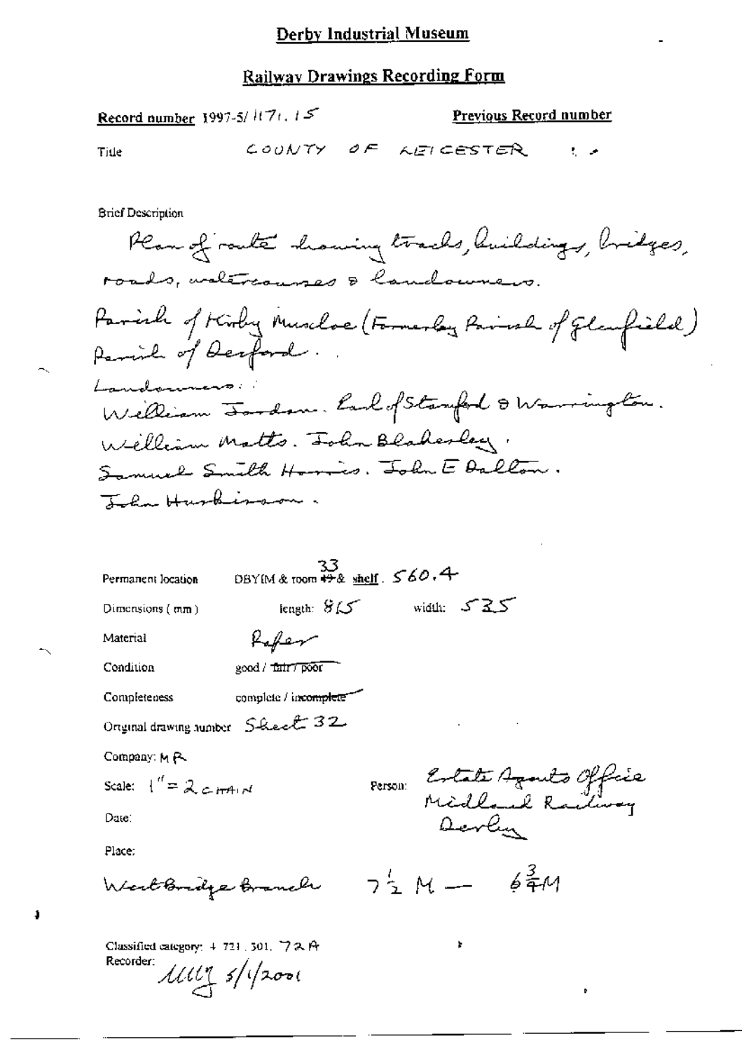# Derby Industrial Museum

## Railway Drawings Recording Form

**Record number** 1997-5/1171.15

**Previous Record number**

Title COUNTY OF LEICESTER

Brief Description

Plan of route showing tracks, buildings, bridges, roads, watercourses & landowners.

Parish of Kirby Muxloe (Formerly Parish of Glenfield) Parish of Desford.

Landowners:
William Jordan. Earl of Stamford & Warrington.
William Matts. John Blakesley.
Samuel Smith Harris. John E Dalton.
John Huskinson.

Permanent location DBYIM & room 33 & shelf. 560.4

Dimensions (mm) length: 815 width: 525

Material Paper

Condition good / ~~fair / poor~~

Completeness complete / ~~incomplete~~

Original drawing number Sheet 32

Company: M R

Scale: 1" = 2 CHAIN

Person: Estate Agents Office Midland Railway Derby

Date:

Place:

West Bridge Branch $7\frac{1}{2}$ M — $6\frac{3}{4}$ M

Classified category: 4 721.301. 72 A

Recorder: MMJ 5/1/2001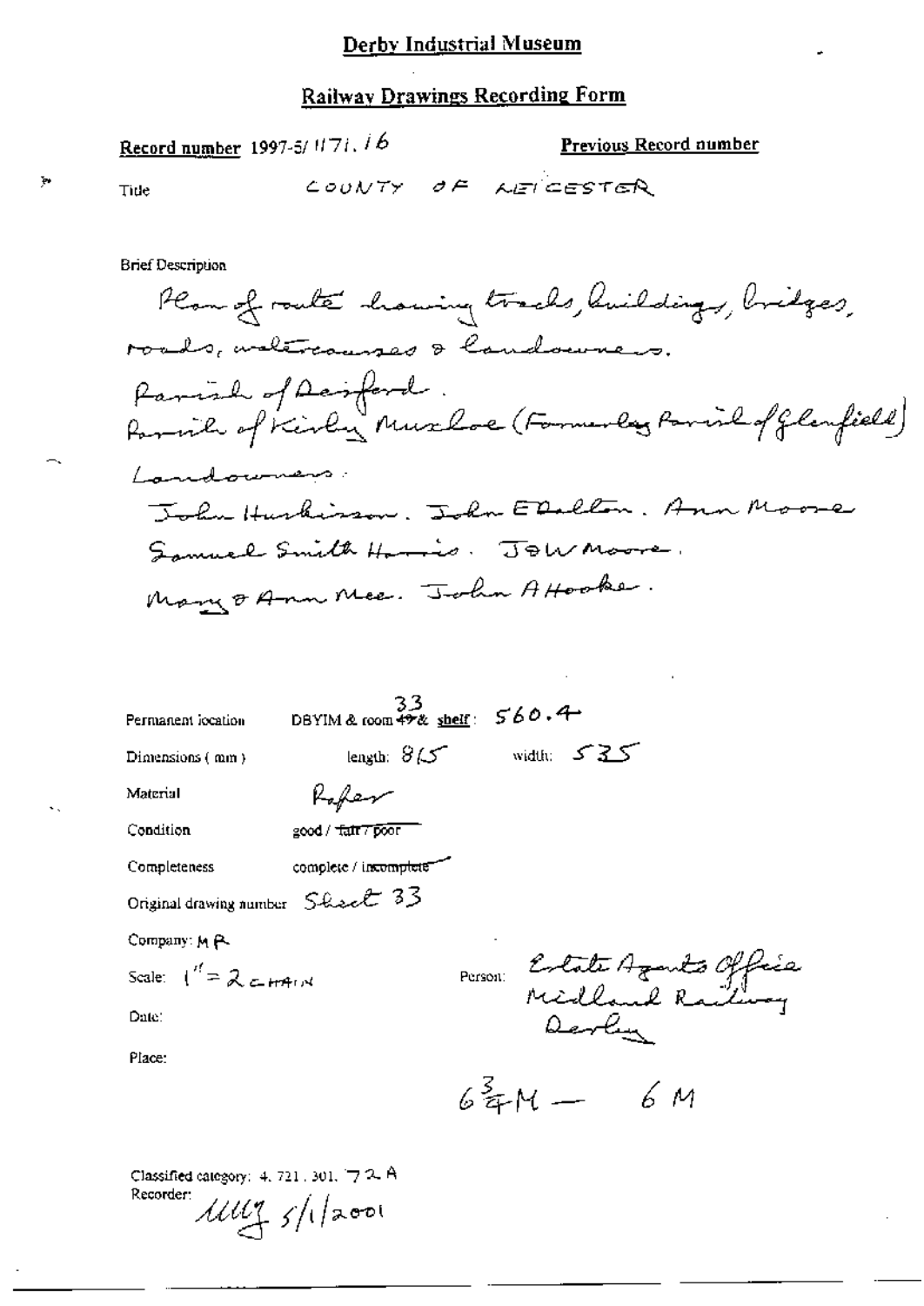# Derby Industrial Museum

## Railway Drawings Recording Form

**Record number** 1997-5/1171.16

**Previous Record number**

Title: COUNTY OF LEICESTER

Brief Description

Plan of route showing tracks, buildings, bridges, roads, watercourses & landowners.

Parish of Desford.

Parish of Kirby Muxloe (Formerly Parish of Glenfield)

Landowners:

John Huskisson. John E Dalton. Ann Moore

Samuel Smith Harris. J & W Moore.

Mary & Ann Mee. John A Hooke.

Permanent location: DBYIM & room 33 shelf: 560.4

Dimensions (mm): length: 815 width: 535

Material: Paper

Condition: good / ~~fair / poor~~

Completeness: complete / ~~incomplete~~

Original drawing number: Sheet 33

Company: M R

Scale: 1" = 2 CHAIN

Person: Estate Agents Office Midland Railway Derby

Date:

Place:

$6\frac{3}{4}$M — 6 M

Classified category: 4. 721. 301. 72 A

Recorder: MMG 5/1/2001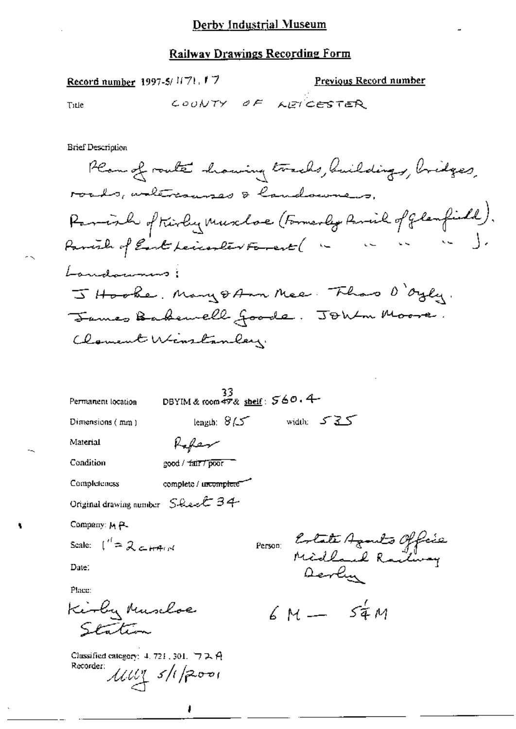# Derby Industrial Museum

## Railway Drawings Recording Form

**Record number** 1997-5/1171.17

**Previous Record number**

Title COUNTY OF LEICESTER

Brief Description

Plan of route showing tracks, buildings, bridges, roads, watercourses & landowners.
Parish of Kirby Muxloe (Formerly Parish of Glenfield).
Parish of East Leicester Forest ( " " " " ).
Landowners:
J Hooke. Mary & Ann Mee. Thos D'Oyly.
James Bakewell Goode. John Moore.
Clement Winstanley.

Permanent location DBYIM & room ~~47~~ 33 & shelf: 560.4

Dimensions (mm) length: 815 width: 535

Material Paper

Condition good / ~~fair / poor~~

Completeness complete / ~~incomplete~~

Original drawing number Sheet 34

Company: MR

Scale: 1" = 2 chain

Person: Estate Agents Office Midland Railway Derby

Date:

Place:
Kirby Muxloe Station

6 M — 5¼ M

Classified category: 4. 721. 301. 72A

Recorder: MMJ 5/1/2001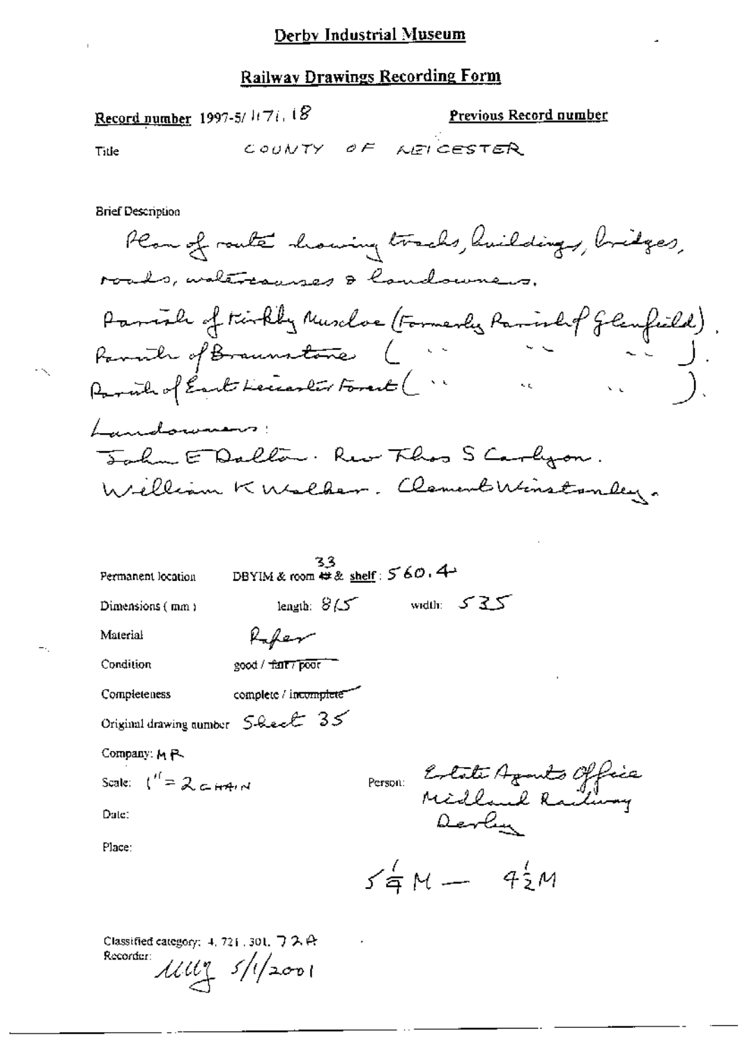Derby Industrial Museum

## Railway Drawings Recording Form

**Record number** 1997-5/1171.18

**Previous Record number**

Title COUNTY OF LEICESTER

Brief Description

Plan of route showing tracks, buildings, bridges, roads, watercourses & landowners.

Parish of Kirkby Muxloe (Formerly Parish of Glenfield).
Parish of Braunstone ( " " " ).
Parish of East Leicester Forest ( " " " ).

Landowners:
John E Dalton. Rev Thos S Carlyon.
William K Walker. Clement Winstanley.

Permanent location DBYIM & room 33 & shelf: 560.4

Dimensions (mm) length: 815 width: 535

Material Paper

Condition good / ~~fair / poor~~

Completeness complete / ~~incomplete~~

Original drawing number Sheet 35

Company: MR

Scale: 1" = 2 CHAIN

Person: Estate Agents Office Midland Railway Derby

Date:

Place:

$5\frac{1}{4}$M — $4\frac{1}{2}$M

Classified category: 4.721.301.72A

Recorder: MMG 5/1/2001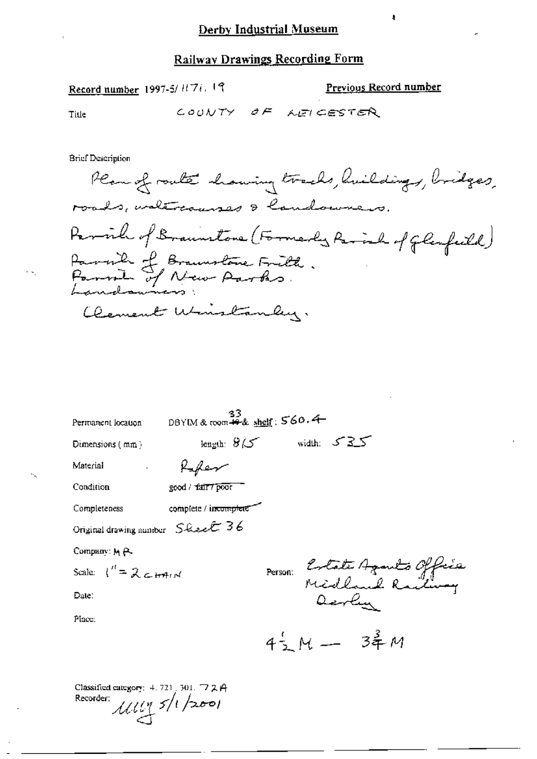# Derby Industrial Museum

## Railway Drawings Recording Form

Record number 1997-5/1171.19

Previous Record number

Title COUNTY OF LEICESTER

Brief Description

Plan of route showing tracks, buildings, bridges, roads, watercourses & landowners.
Parish of Braunstone (Formerly Parish of Glenfield)
Parish of Braunstone Frith.
Parish of New Parks.
Landowners:
Clement Winstanley.

Permanent location DBYIM & room 33 & shelf: 560.4

Dimensions (mm) length: 815 width: 535

Material Paper

Condition good / ~~fair / poor~~

Completeness complete / ~~incomplete~~

Original drawing number Sheet 36

Company: MR

Scale: 1" = 2 CHAIN

Person: Estate Agents Office Midland Railway Derby

Date:

Place:

$4\frac{1}{2}$ M — $3\frac{3}{4}$ M

Classified category: 4.721.301.72A

Recorder: MWY 5/1/2001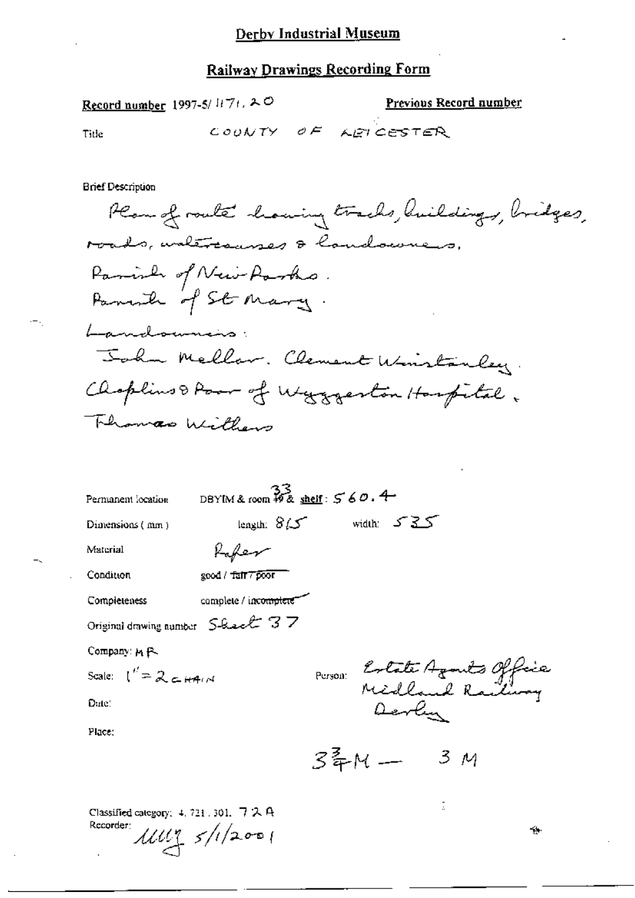Derby Industrial Museum

## Railway Drawings Recording Form

**Record number** 1997-5/1171.20

**Previous Record number**

Title COUNTY OF LEICESTER

Brief Description

Plan of route having tracks, buildings, bridges, roads, watercourses & landowners.
Parish of New Parks.
Parish of St Mary.
Landowners:
John Mellor. Clement Winstanley.
Chaplins & Poor of Wyggeston Hospital.
Thomas Withers

Permanent location DBYIM & room 33 & shelf: 560.4

Dimensions (mm) length: 815 width: 535

Material Paper

Condition good / ~~fair / poor~~

Completeness complete / ~~incomplete~~

Original drawing number Sheet 37

Company: MR

Scale: 1" = 2 CHAIN

Person: Estate Agents Office Midland Railway Derby

Date:

Place:

$3\frac{3}{4}$M — 3 M

Classified category: 4. 721. 301. 72 A

Recorder: MMJ 5/1/2001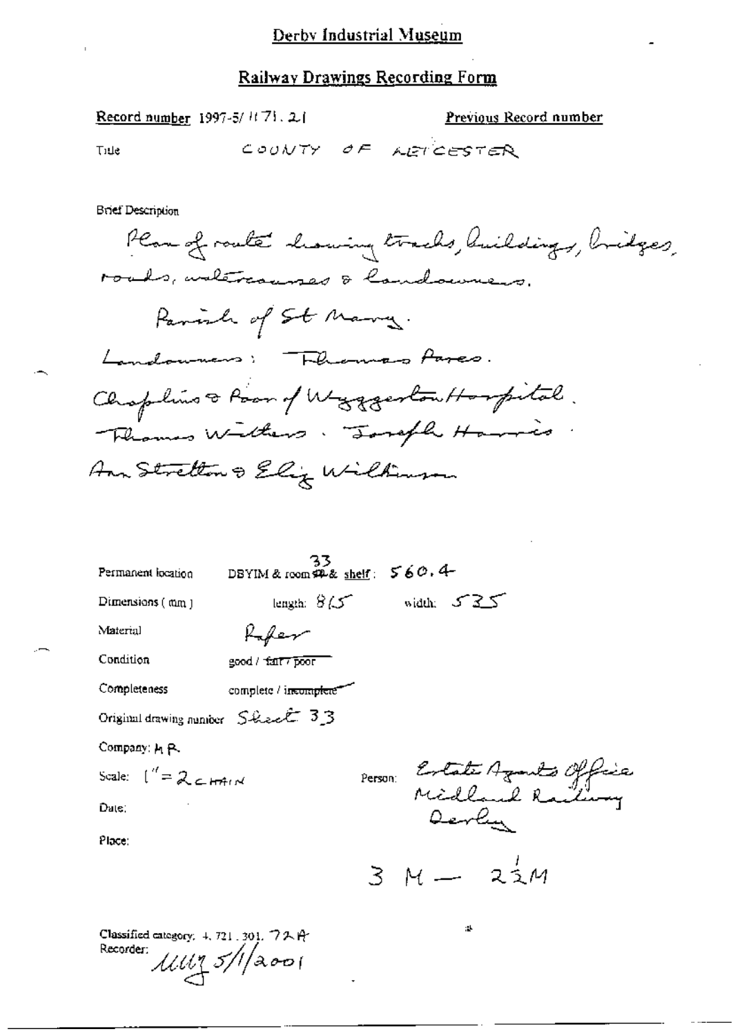## Derby Industrial Museum

## Railway Drawings Recording Form

Record number 1997-5/1171.21

Previous Record number

Title COUNTY OF LEICESTER

Brief Description

Plan of route showing tracks, buildings, bridges, roads, watercourses & landowners.

Parish of St Mary.

Landowners: Thomas Pares.

Chaplains & Poor of Wyggeston Hospital.

Thomas Withers. Joseph Harris.

Ann Stretton & Eliz Wilkinson

Permanent location DBYIM & room 33 & shelf: 560.4

Dimensions (mm) length: 815 width: 535

Material Paper

Condition good / ~~fair / poor~~

Completeness complete / ~~incomplete~~

Original drawing number Sheet 33

Company: MR

Scale: 1" = 2 CHAIN

Person: Estate Agents Office Midland Railway Derby

Date:

Place:

3 M — 2 1/2 M

Classified category: 4.721.301.72A

Recorder: MMG 5/1/2001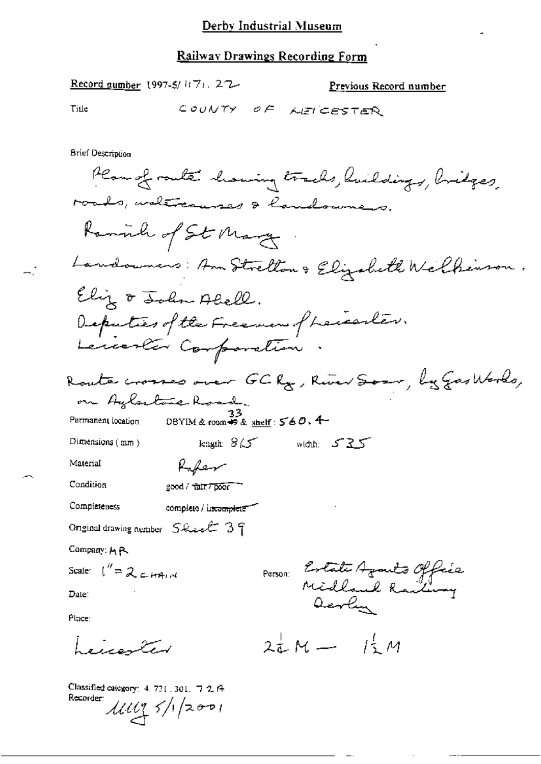Derby Industrial Museum

## Railway Drawings Recording Form

Record number 1997-5/1171. 22

Previous Record number

Title COUNTY OF LEICESTER

Brief Description

Plan of route showing tracks, buildings, bridges, roads, watercourses & landowners.

Parish of St Mary.

Landowners: Ann Stretton & Elizabeth Wilkinson.

Eliz & John Abell.

Deputies of the Freemen of Leicester.

Leicester Corporation.

Route crosses over GC Ry, River Soar, by Gas Works, on Aylestone Road.

Permanent location DBYIM & room 33 & shelf: 560.4

Dimensions (mm) length: 815 width: 535

Material Paper

Condition good / ~~fair / poor~~

Completeness complete / ~~incomplete~~

Original drawing number Sheet 39

Company: MR

Scale: 1" = 2 CHAIN

Person: Estate Agents Office Midland Railway Derby

Date:

Place:

Leicester $2\frac{1}{4}$ M — $1\frac{1}{2}$ M

Classified category: 4.721.301. 72A

Recorder: [initials] 5/1/2001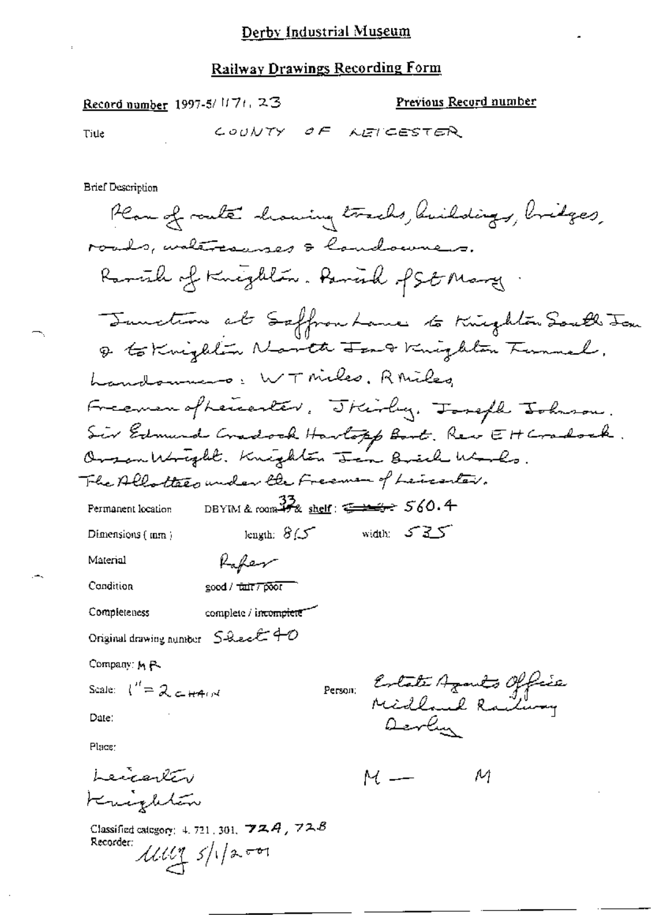# Derby Industrial Museum

## Railway Drawings Recording Form

Record number 1997-5/1171. 23

Previous Record number

Title COUNTY OF LEICESTER

Brief Description

Plan of route showing tracks, buildings, bridges, roads, watercourses & landowners.
Parish of Knighton. Parish of St Mary.
Junction at Saffron Lane to Knighton South Jcn & to Knighton North Jcn & Knighton Tunnel.
Landowners: W T Miles. R Miles. Freemen of Leicester. J Kirby. Joseph Johnson. Sir Edmund Cradock Hartopp Bart. Rev E H Cradock. Orson Wright. Knighton Jcn Brick Works.
The Allottees under the Freemen of Leicester.

Permanent location DBYIM & room 33 & shelf: 560.4

Dimensions (mm) length: 815 width: 535

Material Paper

Condition good / ~~fair / poor~~

Completeness complete / ~~incomplete~~

Original drawing number Sheet 40

Company: M R

Scale: 1" = 2 CHAIN

Person: Estate Agents Office Midland Railway Derby

Date:

Place:

Leicester
Knighton

M — M

Classified category: 4. 721. 301. 72A, 72B

Recorder: MMG 5/1/2001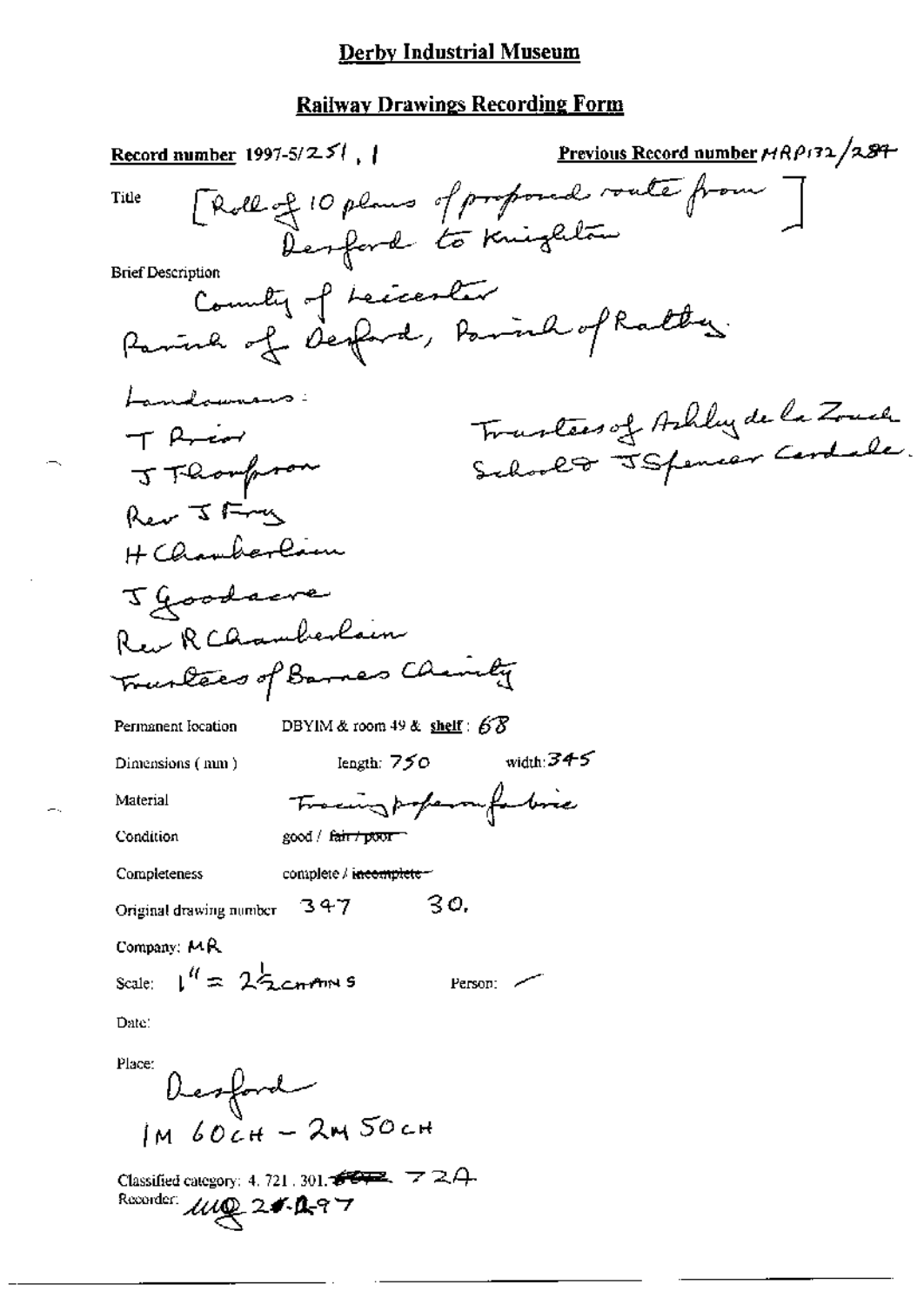# Derby Industrial Museum

## Railway Drawings Recording Form

**Record number** 1997-5/251, 1

**Previous Record number** MRP132/284

Title: [Roll of 10 plans of proposed route from Desford to Knighton]

Brief Description:

County of Leicester
Parish of Desford, Parish of Ratby

Landowners:

T Prior
J Thompson
Rev J Fry
H Chamberlain
J Goodacre
Rev R Chamberlain
Trustees of Barnes Charity

Trustees of Ashby de la Zouch School & J Spencer Cardale.

Permanent location: DBYIM & room 49 & **shelf**: 68

Dimensions (mm): length: 750 width: 345

Material: Tracing paper on fabric

Condition: good / ~~fair / poor~~

Completeness: complete / ~~incomplete~~

Original drawing number: 347 30.

Company: MR

Scale: 1" = 2½ chains

Person: –

Date:

Place:
Desford
1M 60CH – 2M 50CH

Classified category: 4. 721. 301. ~~[illegible]~~ 724

Recorder: MQ 24-12-97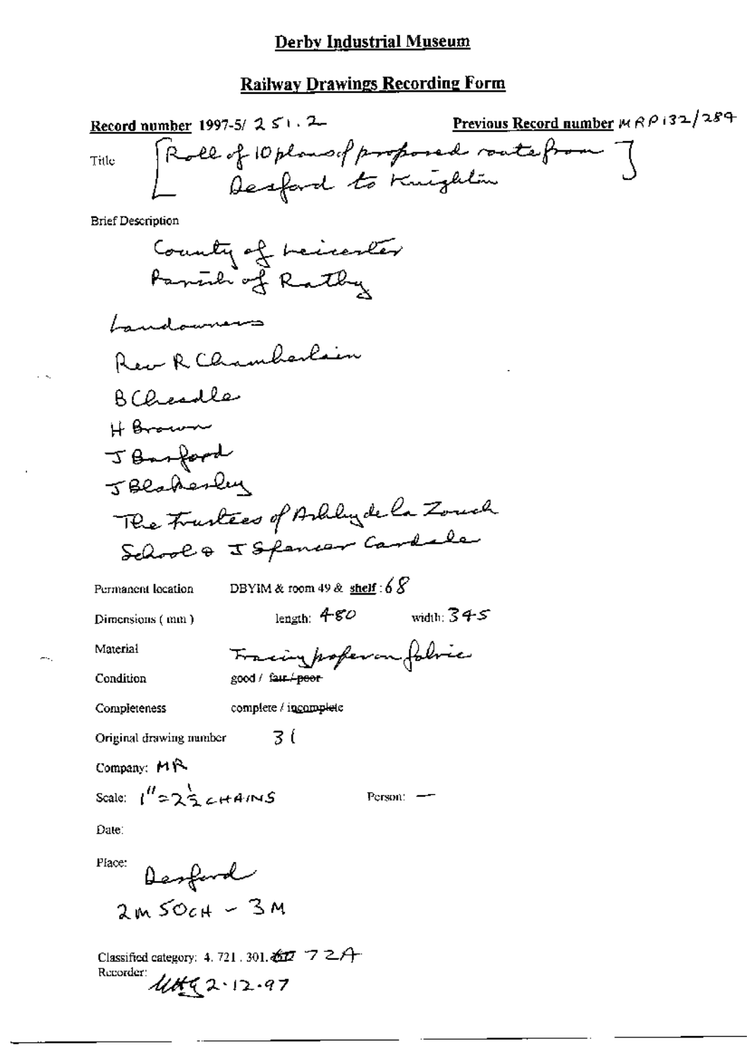# Derby Industrial Museum

## Railway Drawings Recording Form

**Record number** 1997-5/ 251.2

**Previous Record number** MRP132/289

Title [Roll of 10 plans of proposed route from Desford to Knighton]

Brief Description

County of Leicester
Parish of Ratby

Landowners
Rev R Chamberlain
B Cheadle
H Brown
J Barford
J Blakesley
The Trustees of Ashby de la Zouch School & J Spencer Cardale

Permanent location DBYIM & room 49 & shelf: 68

Dimensions (mm) length: 480 width: 345

Material Tracing paper on fabric

Condition good / ~~fair / poor~~

Completeness complete / incomplete

Original drawing number 31

Company: MR

Scale: 1" = 2½ CHAINS

Person: —

Date:

Place: Desford
2M 50CH – 3M

Classified category: 4. 721. 301. ~~612~~ 72A

Recorder: [initials] 2.12.97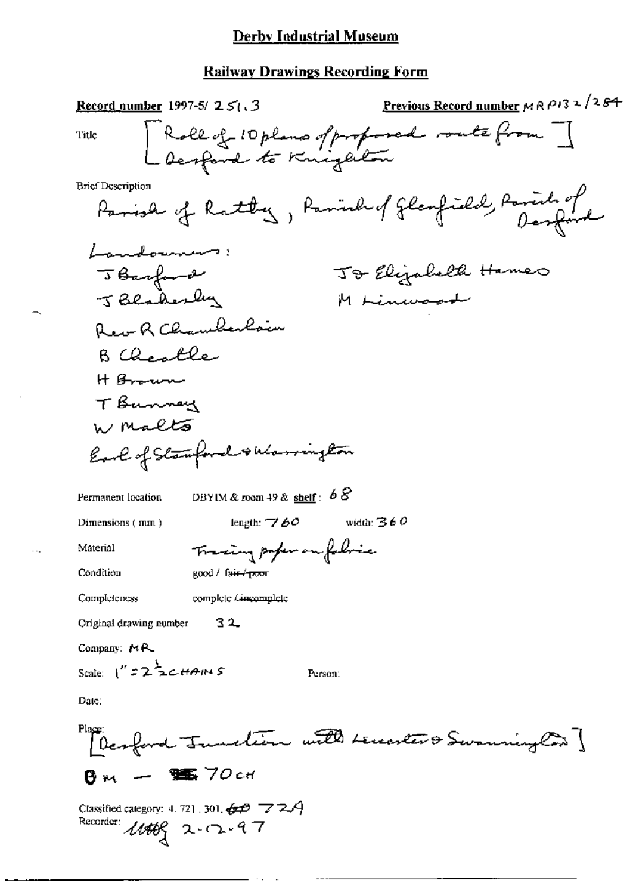# Derby Industrial Museum

## Railway Drawings Recording Form

**Record number** 1997-5/ 251.3

**Previous Record number** MRP132/284

Title: [Roll of 10 plans of proposed route from Desford to Knighton]

Brief Description

Parish of Ratby, Parish of Glenfield, Parish of Desford

Landowners:

J Barford
J Blakesley
Rev R Chamberlain
B Cheatle
H Brown
T Bunney
W Malts
Earl of Stamford & Warrington
J & Elizabeth Hames
M Linwood

Permanent location: DBYIM & room 49 & **shelf**: 68

Dimensions (mm): length: 760 width: 360

Material: Tracing paper on fabric

Condition: good / ~~fair / poor~~

Completeness: complete / ~~incomplete~~

Original drawing number: 32

Company: MR

Scale: 1" = 2½ CHAINS

Person:

Date:

Place: [Desford Junction with Leicester & Swannington]

0 m — 70 ch

Classified category: 4. 721. 301. ~~600~~ 72A

Recorder: MHG 2-12-97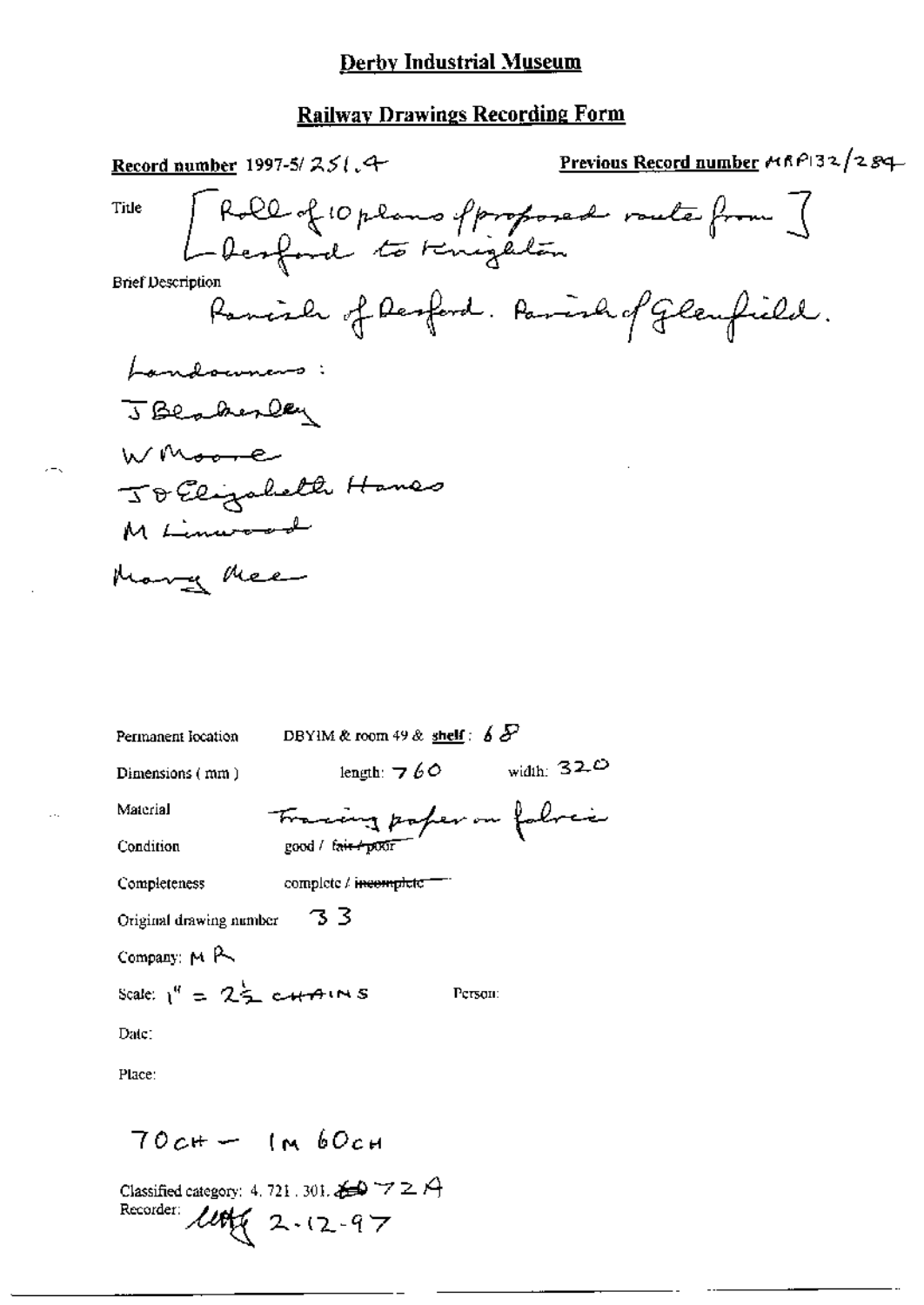# Derby Industrial Museum

## Railway Drawings Recording Form

**Record number** 1997-5/ 251.4 **Previous Record number** MRP132/284

Title [Roll of 10 plans of proposed route from Desford to Knighton]

Brief Description

Parish of Desford. Parish of Glenfield.

Landowners:

J Beakesley

W Moore

J & Elizabeth Hames

M Linwood

Mary Mee

Permanent location DBYIM & room 49 & shelf: 68

Dimensions (mm) length: 760 width: 320

Material Tracing paper on fabric

Condition good / ~~fair / poor~~

Completeness complete / ~~incomplete~~

Original drawing number 33

Company: MR

Scale: 1" = 2½ CHAINS Person:

Date:

Place:

70CH — 1M 60CH

Classified category: 4. 721. 301. ~~60~~ 72A

Recorder: UMG 2-12-97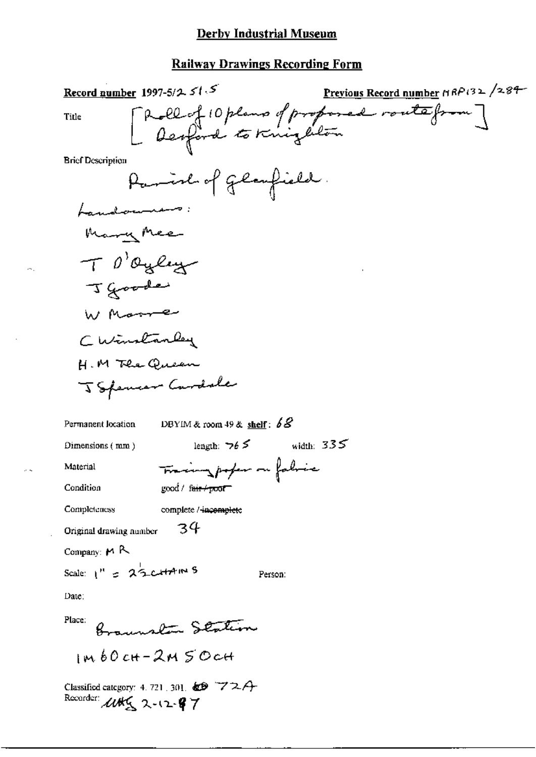# Derby Industrial Museum

## Railway Drawings Recording Form

**Record number** 1997-5/2 51.5

**Previous Record number** MRP132 /284

Title: [Roll of 10 plans of proposed route from Desford to Knighton]

Brief Description

Parish of Glenfield.

Landowners:

Mary Mee

T D'Oyley

J Goode

W Moore

C Winstanley

H.M The Queen

J Spencer Cardale

Permanent location: DBYIM & room 49 & **shelf**: 68

Dimensions (mm): length: 765 width: 335

Material: Tracing paper on fabric

Condition: good / ~~fair / poor~~

Completeness: complete / ~~incomplete~~

Original drawing number: 34

Company: MR

Scale: 1" = 2½ CHAINS

Person:

Date:

Place: Braunston Station

1M 60CH - 2M 50CH

Classified category: 4. 721. 301. ~~60~~ 72A

Recorder: UKG 2-12-97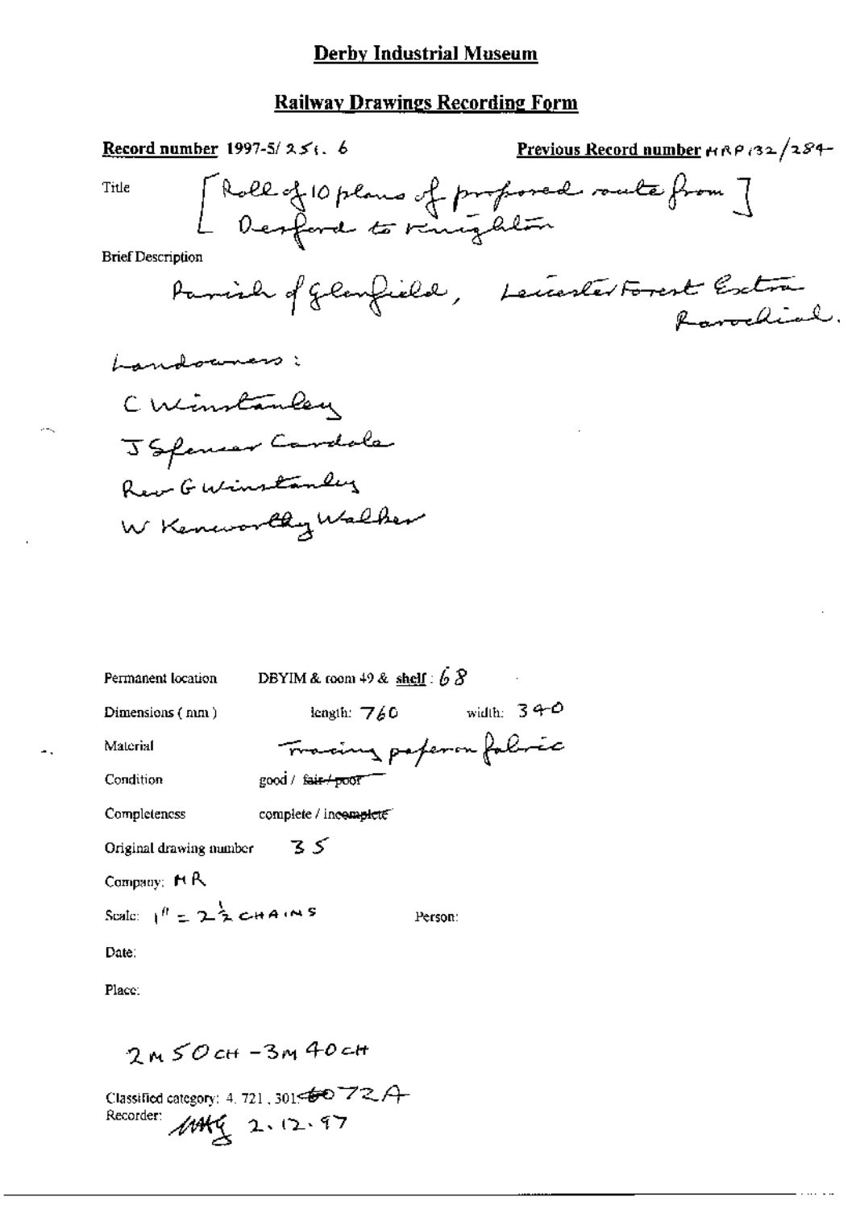# Derby Industrial Museum

## Railway Drawings Recording Form

**Record number** 1997-5/251. 6

**Previous Record number** HRP132/284

Title [Roll of 10 plans of proposed route from Desford to Knighton]

Brief Description

Parish of Glenfield, Leicester Forest Extra Parochial.

Landowners:

C Winstanley

J Spencer Cardale

Rev G Winstanley

W Kenworthy Walker

Permanent location DBYIM & room 49 & shelf: 68

Dimensions (mm) length: 760 width: 340

Material Tracing paper on fabric

Condition good / ~~fair / poor~~

Completeness complete / ~~incomplete~~

Original drawing number 35

Company: MR

Scale: 1" = 2½ CHAINS Person:

Date:

Place:

2M 50CH - 3M 40CH

Classified category: 4. 721. 301. 6072A

Recorder: MAG 2.12.97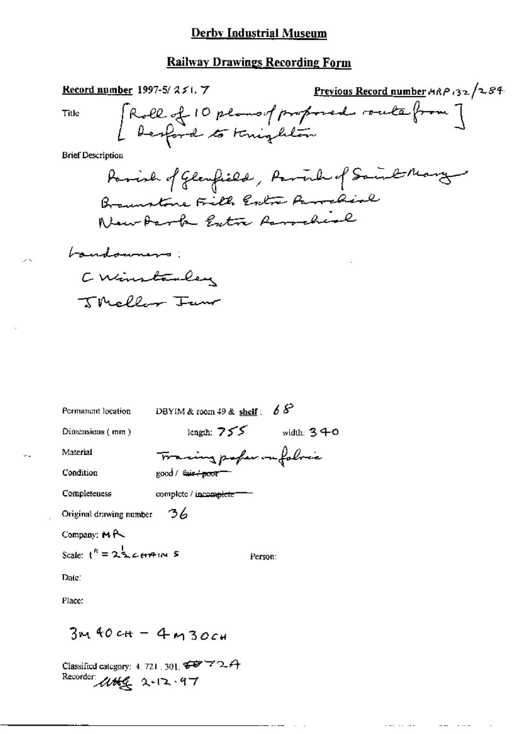# Derby Industrial Museum

## Railway Drawings Recording Form

**Record number** 1997-5/ 251. 7 **Previous Record number** MRP 132/284

Title [Roll of 10 plans of proposed route from Desford to Knighton]

Brief Description

Parish of Glenfield, Parish of Saint Mary Braunstone Frith Extra Parochial New Park Extra Parochial

Landowners:

C Winstanley

J Mellor Junr

Permanent location DBYIM & room 49 & **shelf**: 68

Dimensions (mm) length: 755 width: 340

Material Tracing paper on fabric

Condition good / ~~fair / poor~~

Completeness complete / ~~incomplete~~

Original drawing number 36

Company: MR

Scale: 1" = 2½ CHAINS

Person:

Date:

Place:

3M 40CH – 4M 30CH

Classified category: 4. 721. 301. ~~60~~ 72A

Recorder: [initials] 2·12·97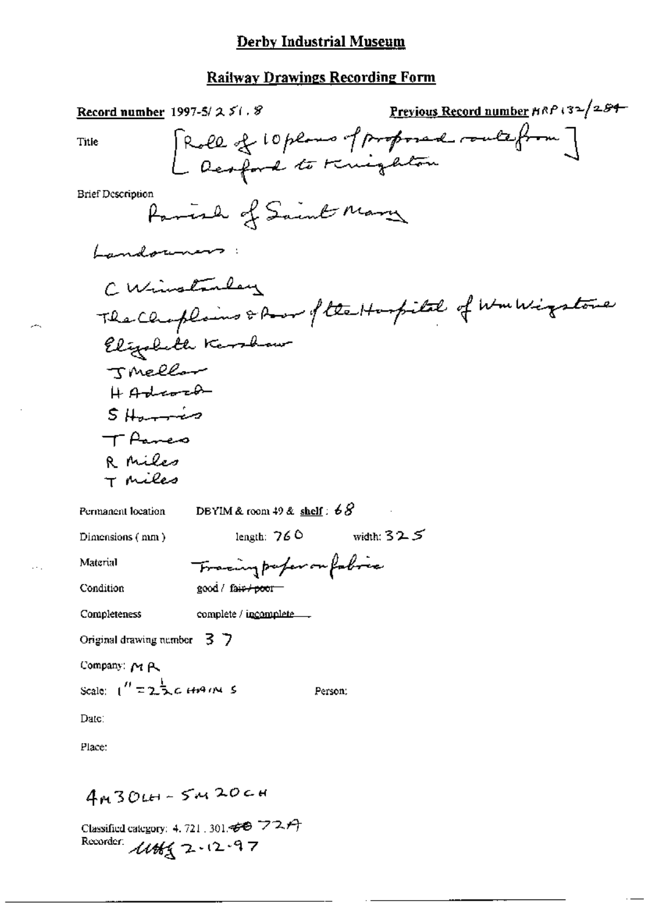# Derby Industrial Museum

## Railway Drawings Recording Form

**Record number** 1997-5/251.8 **Previous Record number** MRP132/284

Title [Roll of 10 plans of proposed route from Desford to Knighton]

Brief Description

Parish of Saint Mary

Landowners:

C Winstanley

The Chaplains & Poor of the Hospital of Wm Wigstone

Elizabeth Kershaw

J Mellor

H Adcock

S Harris

T Pares

R Miles

T Miles

Permanent location DBYIM & room 49 & shelf: 68

Dimensions (mm) length: 760 width: 325

Material Tracing paper on fabric

Condition good / ~~fair / poor~~

Completeness complete / incomplete

Original drawing number 37

Company: MR

Scale: 1" = 2½ CHAINS Person:

Date:

Place:

4M 30CH - 5M 20CH

Classified category: 4.721.301.~~60~~ 72A

Recorder: MHS 2-12-97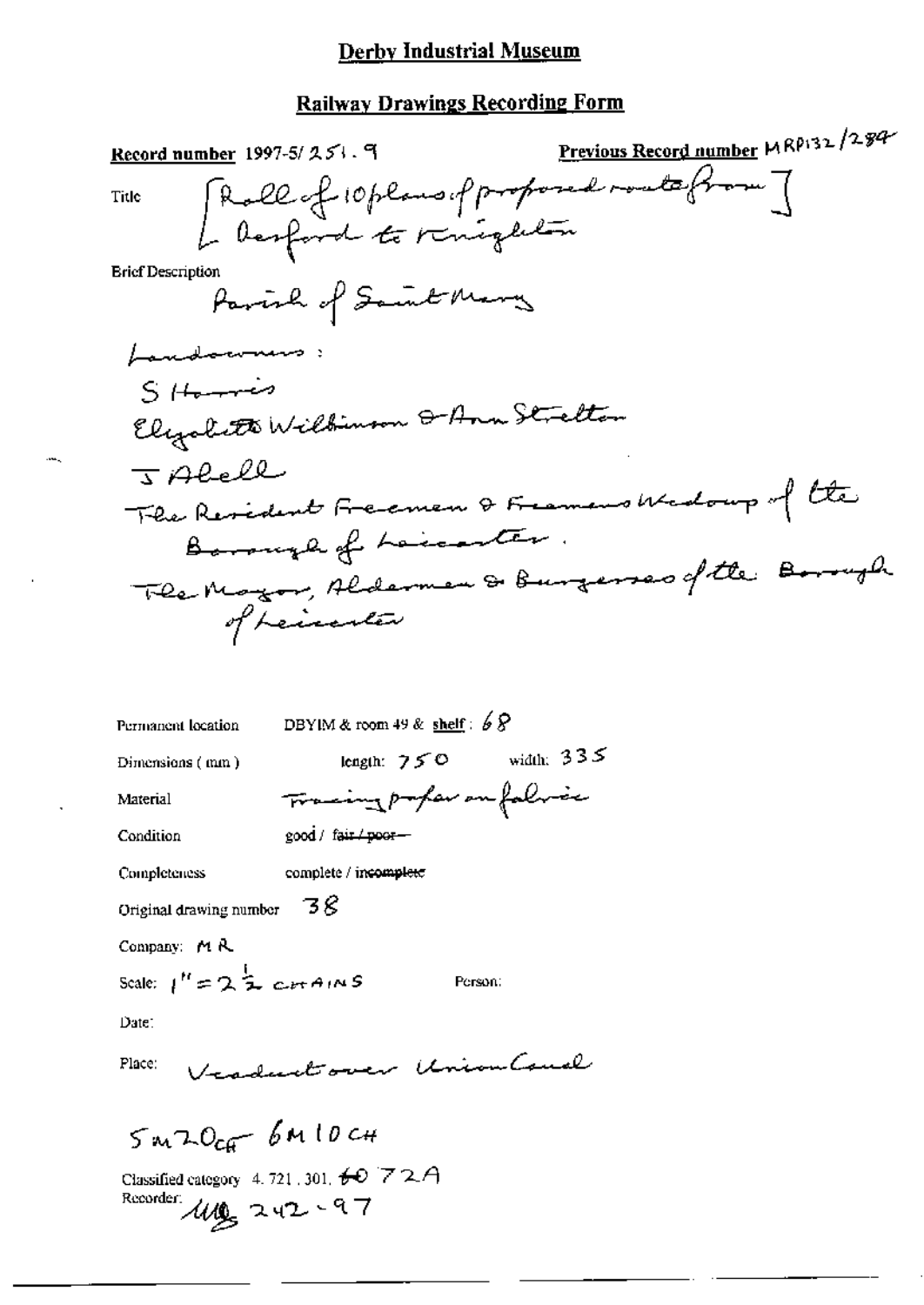# Derby Industrial Museum

## Railway Drawings Recording Form

**Record number** 1997-5/ 251 . 9

**Previous Record number** MRP132 /284

Title [Roll of 10 plans of proposed route from Desford to Knighton]

Brief Description

Parish of Saint Mary

Landowners:

S Harris

Elizabeth Wilkinson & Ann Stretton

J Abell

The Resident Freemen & Freemens Widows of the Borough of Leicester.

The Mayor, Aldermen & Burgesses of the Borough of Leicester

Permanent location DBYIM & room 49 & shelf: 68

Dimensions (mm) length: 750 width: 335

Material Tracing paper on fabric

Condition good / ~~fair / poor~~

Completeness complete / ~~incomplete~~

Original drawing number 38

Company: MR

Scale: 1" = 2 ½ CHAINS

Person:

Date:

Place: Viaduct over Union Canal

5M 20CH 6M 10CH

Classified category 4. 721. 301. ~~60~~ 72A

Recorder: MB 242-97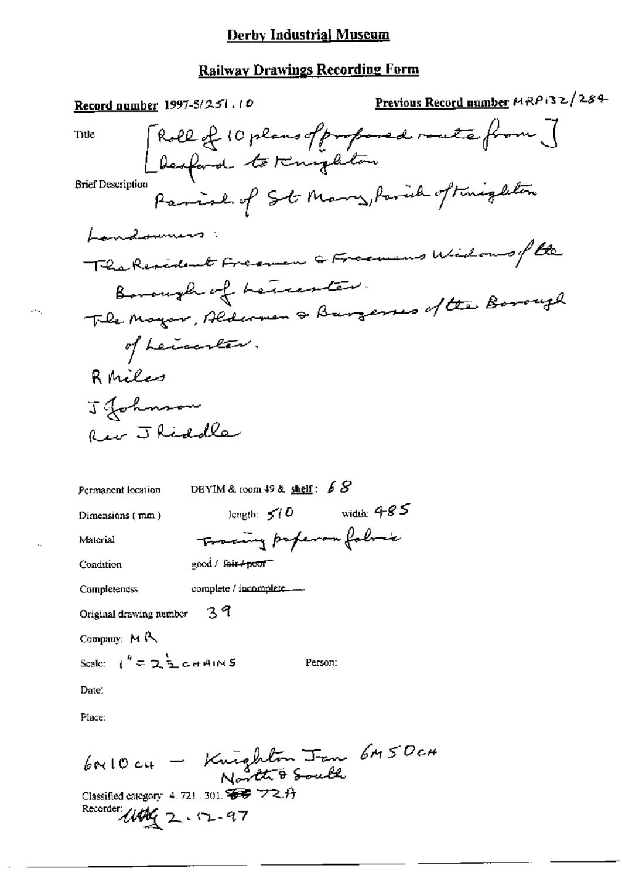# Derby Industrial Museum

## Railway Drawings Recording Form

**Record number** 1997-5/251.10 **Previous Record number** MRP132/284

Title [Roll of 10 plans of proposed route from Desford to Knighton]

Brief Description Parish of St Marys, Parish of Knighton

Landowners:

The Resident Freemen & Freemens Widows of the Borough of Leicester.

The Mayor, Aldermen & Burgesses of the Borough of Leicester.

R Miles

J Johnson

Rev J Riddle

Permanent location DBYIM & room 49 & **shelf**: 68

Dimensions (mm) length: 510 width: 485

Material Tracing paper on fabric

Condition good / ~~fair / poor~~

Completeness complete / ~~incomplete~~

Original drawing number 39

Company: MR

Scale: 1" = 2½ CHAINS Person:

Date:

Place:

6M 10 CH — Knighton Jcn 6M 50CH North & South

Classified category 4.721.301. ~~~~ 72A

Recorder: ~~~~ 2-12-97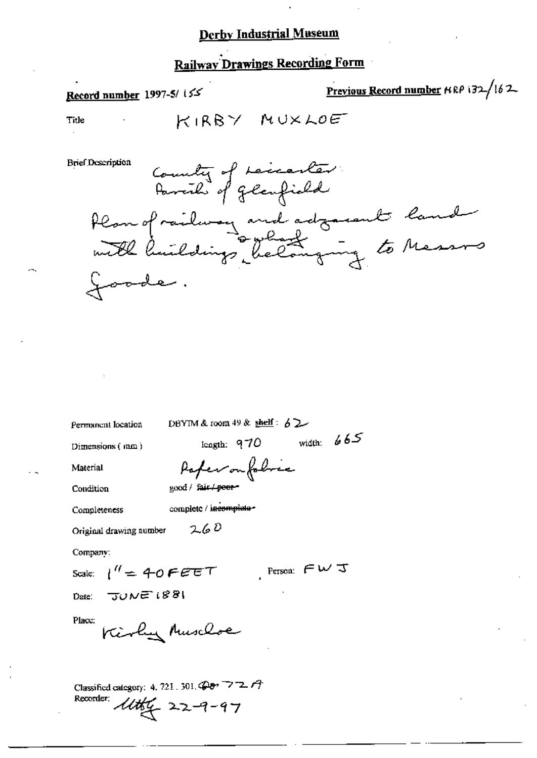# Derby Industrial Museum

## Railway Drawings Recording Form

**Record number** 1997-5/ 155

**Previous Record number** MRP 132/162

Title KIRBY MUXLOE

Brief Description

County of Leicester
Parish of Glenfield
Plan of railway and adjacent land with buildings & wharf belonging to Messrs Goode.

Permanent location DBYIM & room 49 & shelf: 62

Dimensions (mm) length: 970 width: 665

Material Paper on fabric

Condition good / ~~fair / poor~~

Completeness complete / ~~incomplete~~

Original drawing number 260

Company:

Scale: 1" = 40 FEET Person: FWJ

Date: JUNE 1881

Place: Kirby Muxloe

Classified category: 4. 721. 301. ~~40~~ 72A

Recorder: [signature] 22-9-97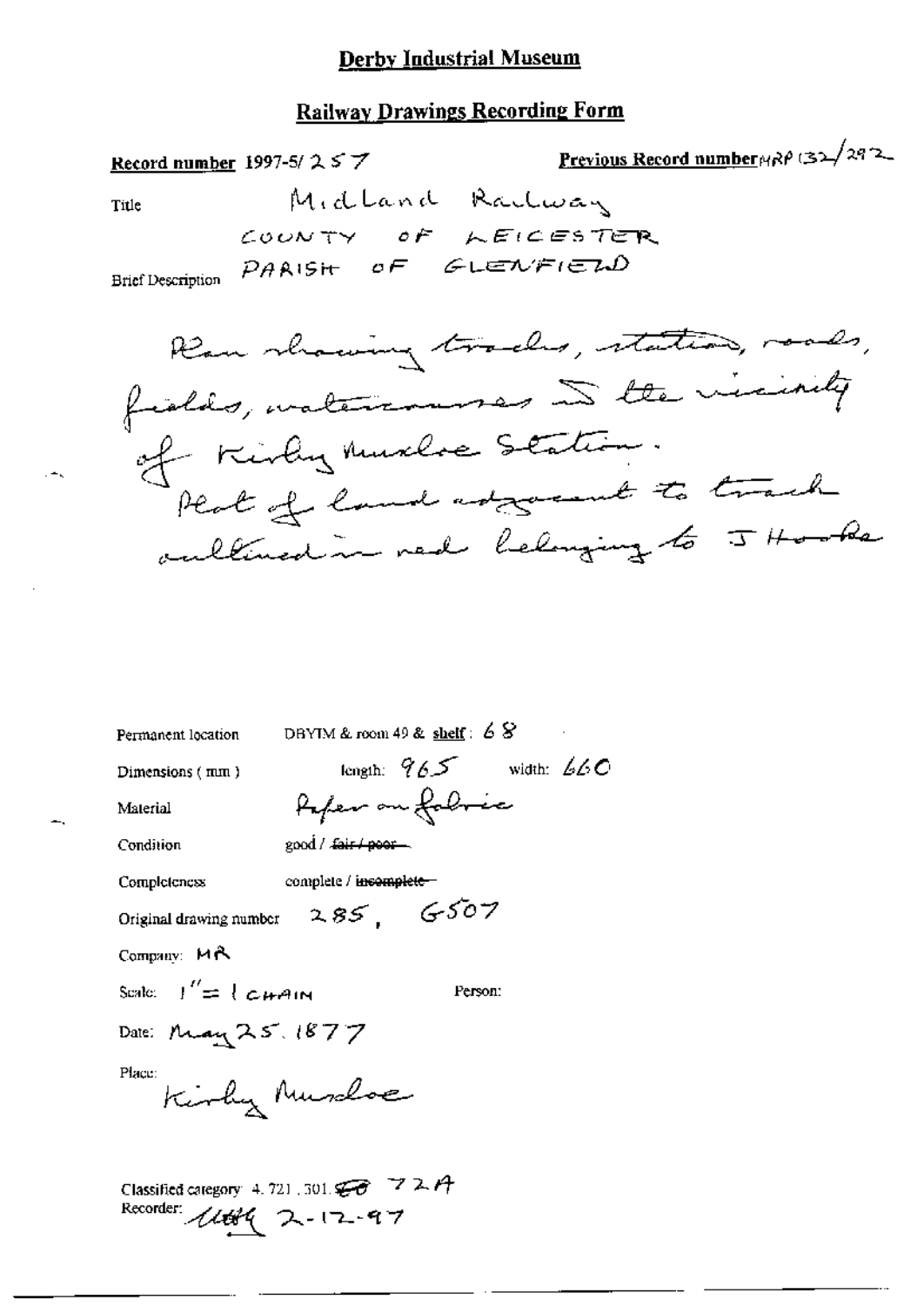**Derby Industrial Museum**

**Railway Drawings Recording Form**

**Record number** 1997-5/ 257

**Previous Record number** MRP 132/292

Title

Midland Railway
COUNTY OF LEICESTER
PARISH OF GLENFIELD

Brief Description

Plan showing tracks, station, roads, fields, watercourses in the vicinity of Kirby Muxloe Station.
Plot of land adjacent to track outlined in red belonging to J Hooke

Permanent location: DBYIM & room 49 & shelf: 68

Dimensions (mm): length: 965 width: 660

Material: Paper on fabric

Condition: good / ~~fair / poor~~

Completeness: complete / ~~incomplete~~

Original drawing number: 285, G507

Company: MR

Scale: 1" = 1 CHAIN

Person:

Date: May 25. 1877

Place: Kirby Muxloe

Classified category: 4.721.301.~~60~~ 72A

Recorder: MH 2-12-97